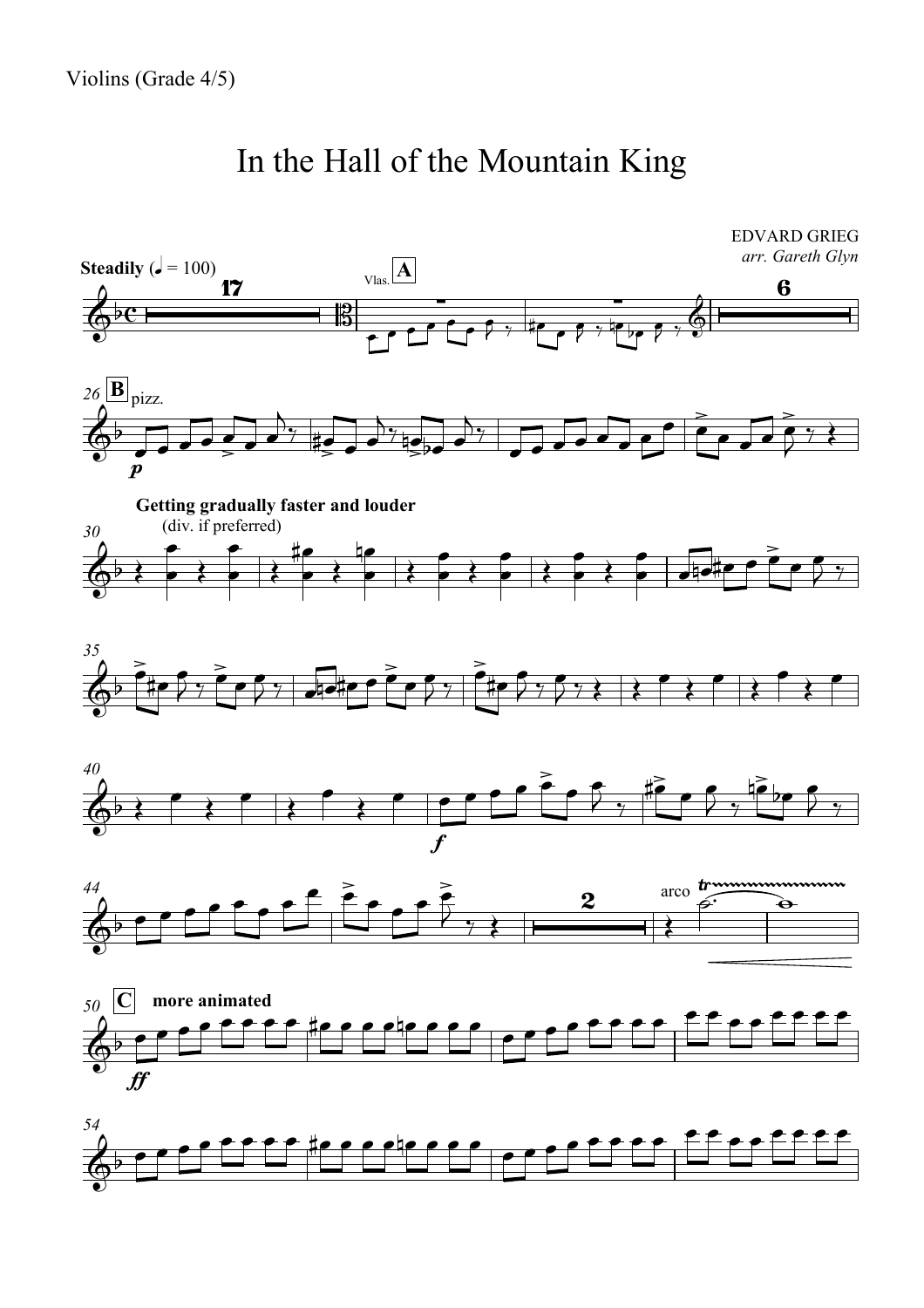Violins (Grade 4/5)

# In the Hall of the Mountain King

EDVARD GRIEG
*arr. Gareth Glyn*

**Steadily** (♩ = 100)

17

Vlas. A

6

26 B pizz.

*p*

**Getting gradually faster and louder**
(div. if preferred)

30

35

40

*f*

44

2

arco

50 C **more animated**

*ff*

54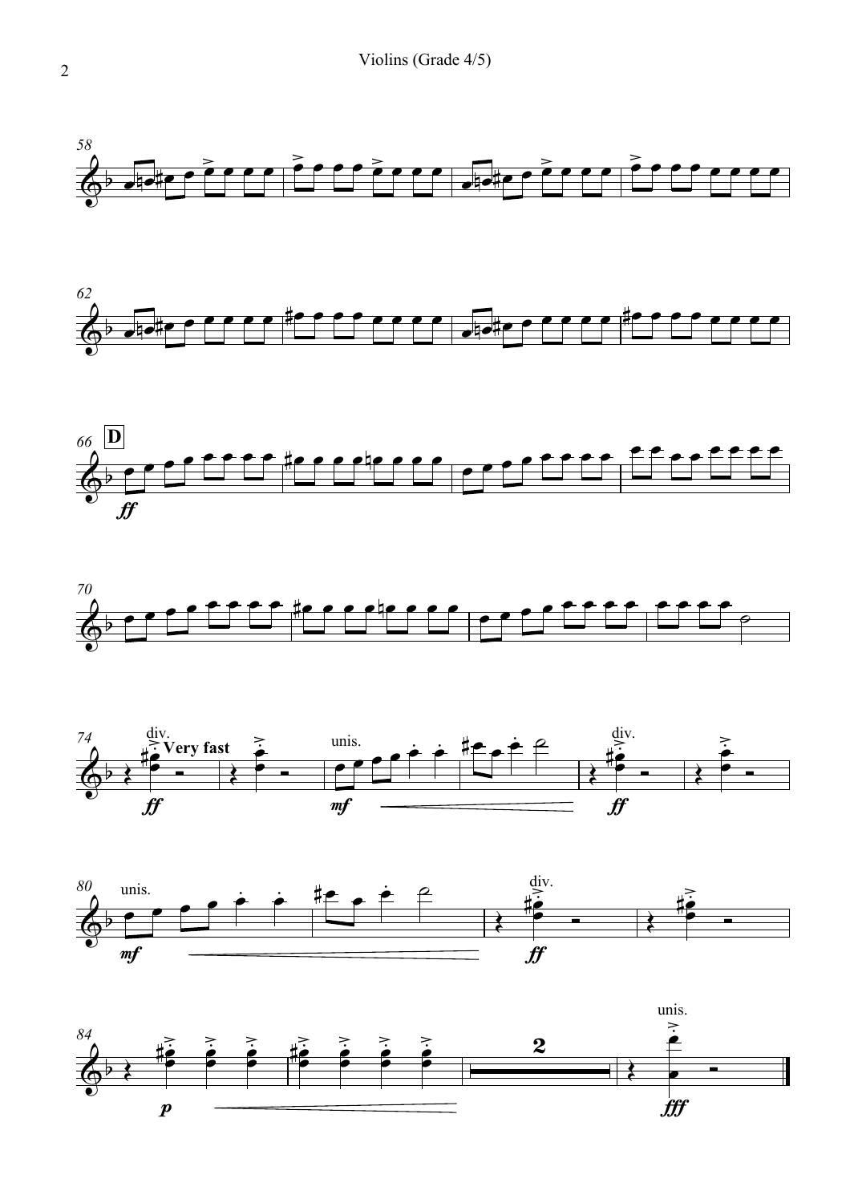**D**

div. **Very fast**

unis.

div.

unis.

div.

unis.